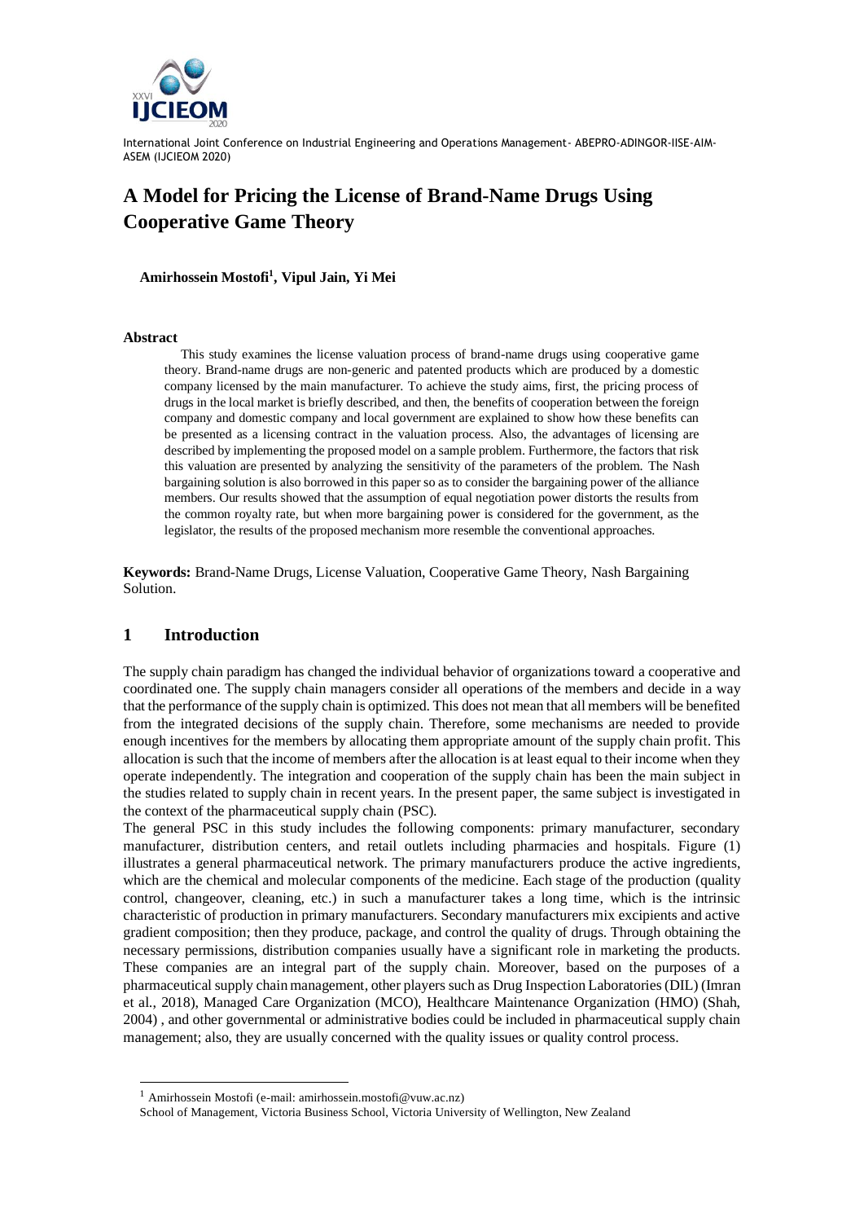# A Model for Pricing the License of Brand-Name Drugs Using Cooperative Game Theory

**Amirhossein Mostofi[1], Vipul Jain, Yi Mei**

#### Abstract

This study examines the license valuation process of brand-name drugs using cooperative game theory. Brand-name drugs are non-generic and patented products which are produced by a domestic company licensed by the main manufacturer. To achieve the study aims, first, the pricing process of drugs in the local market is briefly described, and then, the benefits of cooperation between the foreign company and domestic company and local government are explained to show how these benefits can be presented as a licensing contract in the valuation process. Also, the advantages of licensing are described by implementing the proposed model on a sample problem. Furthermore, the factors that risk this valuation are presented by analyzing the sensitivity of the parameters of the problem. The Nash bargaining solution is also borrowed in this paper so as to consider the bargaining power of the alliance members. Our results showed that the assumption of equal negotiation power distorts the results from the common royalty rate, but when more bargaining power is considered for the government, as the legislator, the results of the proposed mechanism more resemble the conventional approaches.

**Keywords:** Brand-Name Drugs, License Valuation, Cooperative Game Theory, Nash Bargaining Solution.

## 1 Introduction

The supply chain paradigm has changed the individual behavior of organizations toward a cooperative and coordinated one. The supply chain managers consider all operations of the members and decide in a way that the performance of the supply chain is optimized. This does not mean that all members will be benefited from the integrated decisions of the supply chain. Therefore, some mechanisms are needed to provide enough incentives for the members by allocating them appropriate amount of the supply chain profit. This allocation is such that the income of members after the allocation is at least equal to their income when they operate independently. The integration and cooperation of the supply chain has been the main subject in the studies related to supply chain in recent years. In the present paper, the same subject is investigated in the context of the pharmaceutical supply chain (PSC).

The general PSC in this study includes the following components: primary manufacturer, secondary manufacturer, distribution centers, and retail outlets including pharmacies and hospitals. Figure (1) illustrates a general pharmaceutical network. The primary manufacturers produce the active ingredients, which are the chemical and molecular components of the medicine. Each stage of the production (quality control, changeover, cleaning, etc.) in such a manufacturer takes a long time, which is the intrinsic characteristic of production in primary manufacturers. Secondary manufacturers mix excipients and active gradient composition; then they produce, package, and control the quality of drugs. Through obtaining the necessary permissions, distribution companies usually have a significant role in marketing the products. These companies are an integral part of the supply chain. Moreover, based on the purposes of a pharmaceutical supply chain management, other players such as Drug Inspection Laboratories (DIL) (Imran et al., 2018), Managed Care Organization (MCO), Healthcare Maintenance Organization (HMO) (Shah, 2004) , and other governmental or administrative bodies could be included in pharmaceutical supply chain management; also, they are usually concerned with the quality issues or quality control process.

[1] Amirhossein Mostofi (e-mail: amirhossein.mostofi@vuw.ac.nz)
School of Management, Victoria Business School, Victoria University of Wellington, New Zealand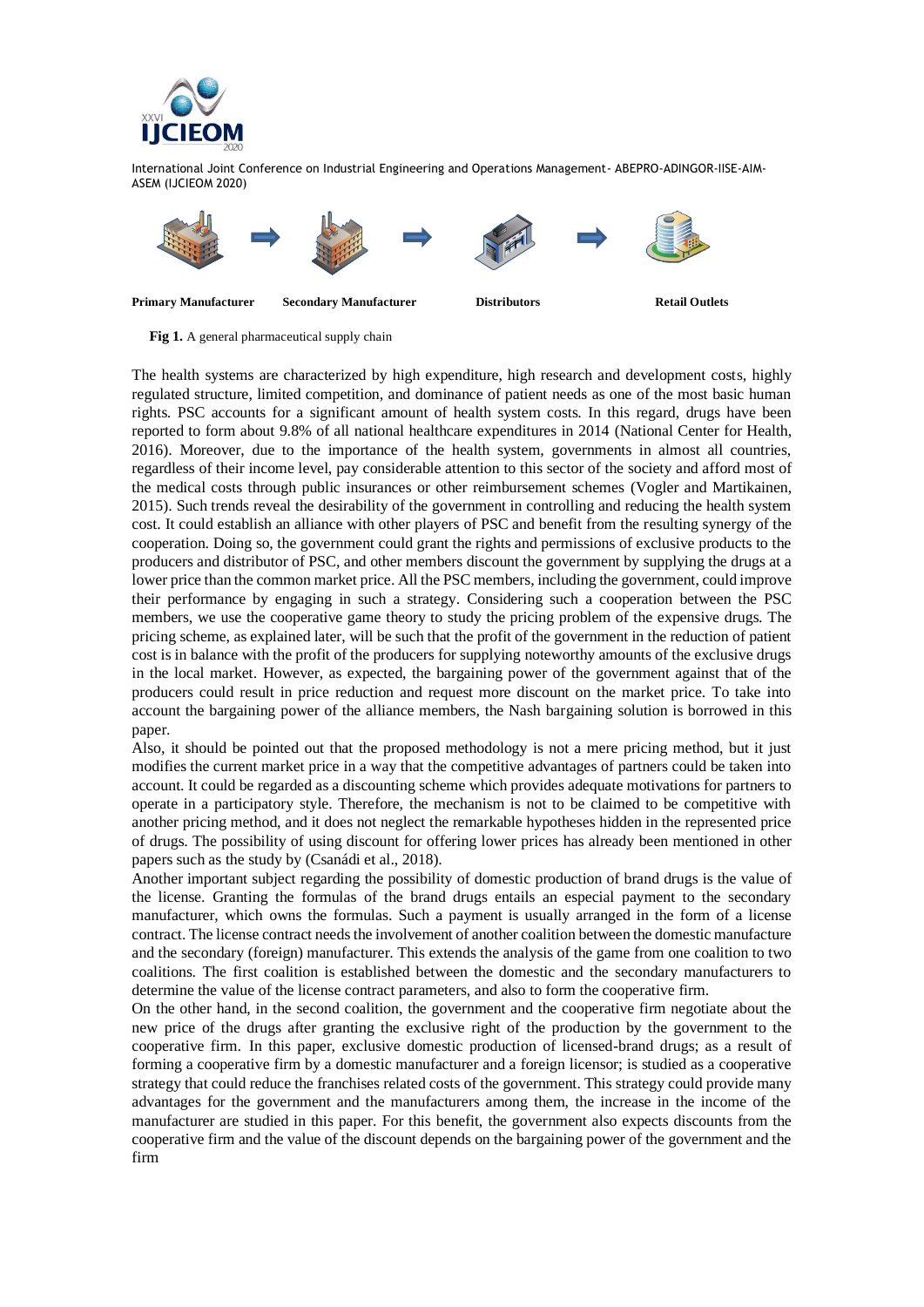Primary Manufacturer → Secondary Manufacturer → Distributors → Retail Outlets

**Fig 1.** A general pharmaceutical supply chain

The health systems are characterized by high expenditure, high research and development costs, highly regulated structure, limited competition, and dominance of patient needs as one of the most basic human rights. PSC accounts for a significant amount of health system costs. In this regard, drugs have been reported to form about 9.8% of all national healthcare expenditures in 2014 (National Center for Health, 2016). Moreover, due to the importance of the health system, governments in almost all countries, regardless of their income level, pay considerable attention to this sector of the society and afford most of the medical costs through public insurances or other reimbursement schemes (Vogler and Martikainen, 2015). Such trends reveal the desirability of the government in controlling and reducing the health system cost. It could establish an alliance with other players of PSC and benefit from the resulting synergy of the cooperation. Doing so, the government could grant the rights and permissions of exclusive products to the producers and distributor of PSC, and other members discount the government by supplying the drugs at a lower price than the common market price. All the PSC members, including the government, could improve their performance by engaging in such a strategy. Considering such a cooperation between the PSC members, we use the cooperative game theory to study the pricing problem of the expensive drugs. The pricing scheme, as explained later, will be such that the profit of the government in the reduction of patient cost is in balance with the profit of the producers for supplying noteworthy amounts of the exclusive drugs in the local market. However, as expected, the bargaining power of the government against that of the producers could result in price reduction and request more discount on the market price. To take into account the bargaining power of the alliance members, the Nash bargaining solution is borrowed in this paper.

Also, it should be pointed out that the proposed methodology is not a mere pricing method, but it just modifies the current market price in a way that the competitive advantages of partners could be taken into account. It could be regarded as a discounting scheme which provides adequate motivations for partners to operate in a participatory style. Therefore, the mechanism is not to be claimed to be competitive with another pricing method, and it does not neglect the remarkable hypotheses hidden in the represented price of drugs. The possibility of using discount for offering lower prices has already been mentioned in other papers such as the study by (Csanádi et al., 2018).

Another important subject regarding the possibility of domestic production of brand drugs is the value of the license. Granting the formulas of the brand drugs entails an especial payment to the secondary manufacturer, which owns the formulas. Such a payment is usually arranged in the form of a license contract. The license contract needs the involvement of another coalition between the domestic manufacture and the secondary (foreign) manufacturer. This extends the analysis of the game from one coalition to two coalitions. The first coalition is established between the domestic and the secondary manufacturers to determine the value of the license contract parameters, and also to form the cooperative firm.

On the other hand, in the second coalition, the government and the cooperative firm negotiate about the new price of the drugs after granting the exclusive right of the production by the government to the cooperative firm. In this paper, exclusive domestic production of licensed-brand drugs; as a result of forming a cooperative firm by a domestic manufacturer and a foreign licensor; is studied as a cooperative strategy that could reduce the franchises related costs of the government. This strategy could provide many advantages for the government and the manufacturers among them, the increase in the income of the manufacturer are studied in this paper. For this benefit, the government also expects discounts from the cooperative firm and the value of the discount depends on the bargaining power of the government and the firm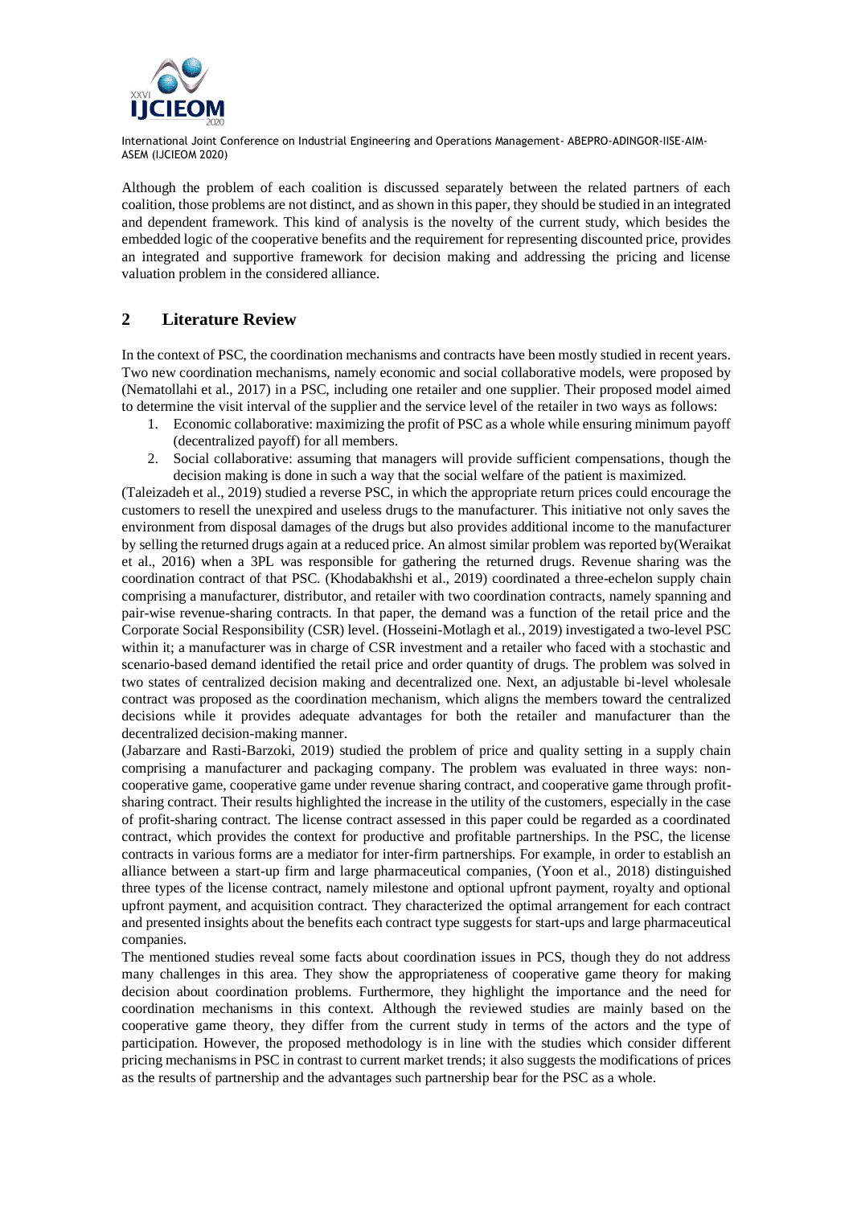Although the problem of each coalition is discussed separately between the related partners of each coalition, those problems are not distinct, and as shown in this paper, they should be studied in an integrated and dependent framework. This kind of analysis is the novelty of the current study, which besides the embedded logic of the cooperative benefits and the requirement for representing discounted price, provides an integrated and supportive framework for decision making and addressing the pricing and license valuation problem in the considered alliance.

## 2 Literature Review

In the context of PSC, the coordination mechanisms and contracts have been mostly studied in recent years. Two new coordination mechanisms, namely economic and social collaborative models, were proposed by (Nematollahi et al., 2017) in a PSC, including one retailer and one supplier. Their proposed model aimed to determine the visit interval of the supplier and the service level of the retailer in two ways as follows:

1. Economic collaborative: maximizing the profit of PSC as a whole while ensuring minimum payoff (decentralized payoff) for all members.
2. Social collaborative: assuming that managers will provide sufficient compensations, though the decision making is done in such a way that the social welfare of the patient is maximized.

(Taleizadeh et al., 2019) studied a reverse PSC, in which the appropriate return prices could encourage the customers to resell the unexpired and useless drugs to the manufacturer. This initiative not only saves the environment from disposal damages of the drugs but also provides additional income to the manufacturer by selling the returned drugs again at a reduced price. An almost similar problem was reported by(Weraikat et al., 2016) when a 3PL was responsible for gathering the returned drugs. Revenue sharing was the coordination contract of that PSC. (Khodabakhshi et al., 2019) coordinated a three-echelon supply chain comprising a manufacturer, distributor, and retailer with two coordination contracts, namely spanning and pair-wise revenue-sharing contracts. In that paper, the demand was a function of the retail price and the Corporate Social Responsibility (CSR) level. (Hosseini-Motlagh et al., 2019) investigated a two-level PSC within it; a manufacturer was in charge of CSR investment and a retailer who faced with a stochastic and scenario-based demand identified the retail price and order quantity of drugs. The problem was solved in two states of centralized decision making and decentralized one. Next, an adjustable bi-level wholesale contract was proposed as the coordination mechanism, which aligns the members toward the centralized decisions while it provides adequate advantages for both the retailer and manufacturer than the decentralized decision-making manner.

(Jabarzare and Rasti-Barzoki, 2019) studied the problem of price and quality setting in a supply chain comprising a manufacturer and packaging company. The problem was evaluated in three ways: non-cooperative game, cooperative game under revenue sharing contract, and cooperative game through profit-sharing contract. Their results highlighted the increase in the utility of the customers, especially in the case of profit-sharing contract. The license contract assessed in this paper could be regarded as a coordinated contract, which provides the context for productive and profitable partnerships. In the PSC, the license contracts in various forms are a mediator for inter-firm partnerships. For example, in order to establish an alliance between a start-up firm and large pharmaceutical companies, (Yoon et al., 2018) distinguished three types of the license contract, namely milestone and optional upfront payment, royalty and optional upfront payment, and acquisition contract. They characterized the optimal arrangement for each contract and presented insights about the benefits each contract type suggests for start-ups and large pharmaceutical companies.

The mentioned studies reveal some facts about coordination issues in PCS, though they do not address many challenges in this area. They show the appropriateness of cooperative game theory for making decision about coordination problems. Furthermore, they highlight the importance and the need for coordination mechanisms in this context. Although the reviewed studies are mainly based on the cooperative game theory, they differ from the current study in terms of the actors and the type of participation. However, the proposed methodology is in line with the studies which consider different pricing mechanisms in PSC in contrast to current market trends; it also suggests the modifications of prices as the results of partnership and the advantages such partnership bear for the PSC as a whole.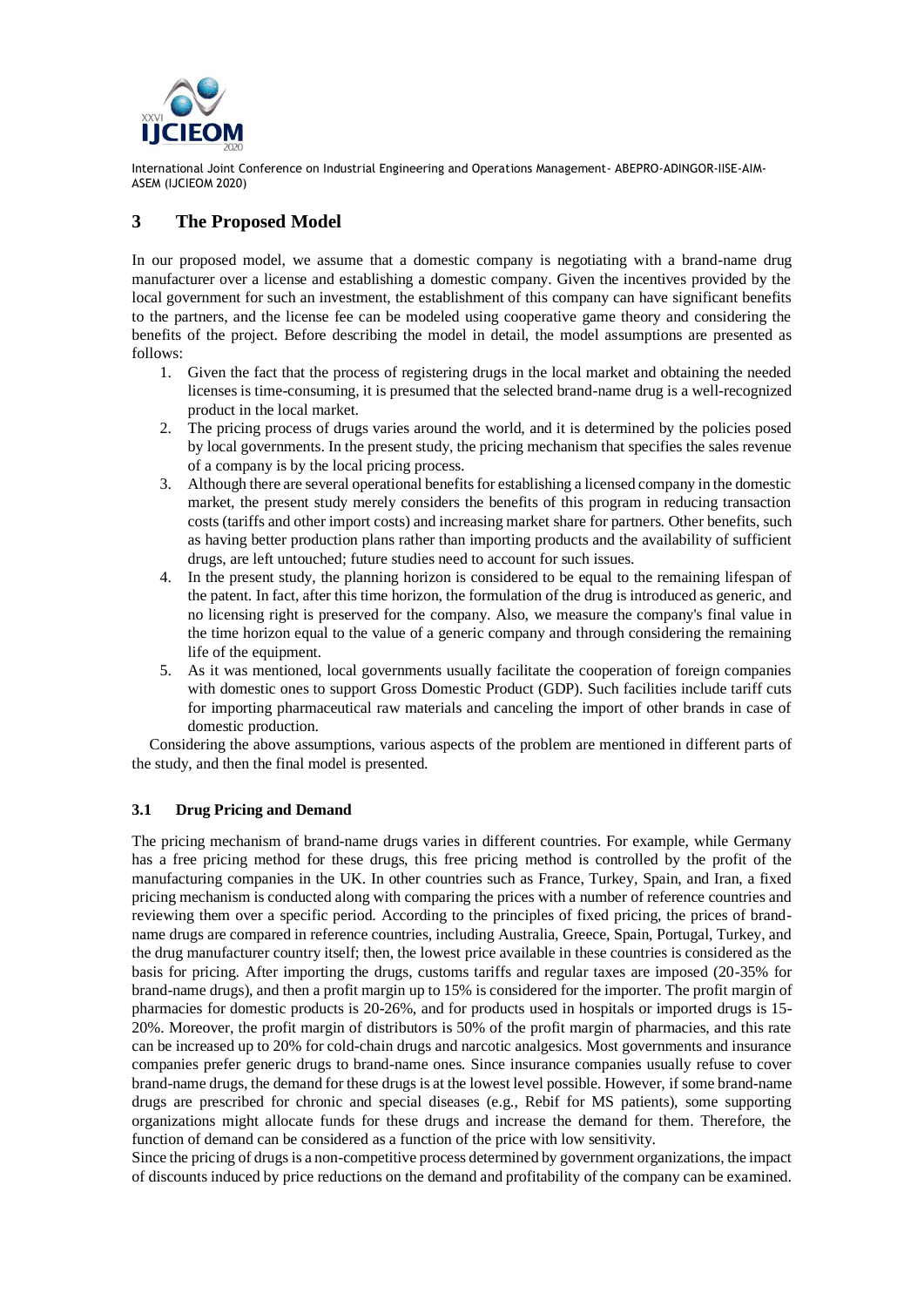## 3 The Proposed Model

In our proposed model, we assume that a domestic company is negotiating with a brand-name drug manufacturer over a license and establishing a domestic company. Given the incentives provided by the local government for such an investment, the establishment of this company can have significant benefits to the partners, and the license fee can be modeled using cooperative game theory and considering the benefits of the project. Before describing the model in detail, the model assumptions are presented as follows:

1. Given the fact that the process of registering drugs in the local market and obtaining the needed licenses is time-consuming, it is presumed that the selected brand-name drug is a well-recognized product in the local market.
2. The pricing process of drugs varies around the world, and it is determined by the policies posed by local governments. In the present study, the pricing mechanism that specifies the sales revenue of a company is by the local pricing process.
3. Although there are several operational benefits for establishing a licensed company in the domestic market, the present study merely considers the benefits of this program in reducing transaction costs (tariffs and other import costs) and increasing market share for partners. Other benefits, such as having better production plans rather than importing products and the availability of sufficient drugs, are left untouched; future studies need to account for such issues.
4. In the present study, the planning horizon is considered to be equal to the remaining lifespan of the patent. In fact, after this time horizon, the formulation of the drug is introduced as generic, and no licensing right is preserved for the company. Also, we measure the company's final value in the time horizon equal to the value of a generic company and through considering the remaining life of the equipment.
5. As it was mentioned, local governments usually facilitate the cooperation of foreign companies with domestic ones to support Gross Domestic Product (GDP). Such facilities include tariff cuts for importing pharmaceutical raw materials and canceling the import of other brands in case of domestic production.

Considering the above assumptions, various aspects of the problem are mentioned in different parts of the study, and then the final model is presented.

### 3.1 Drug Pricing and Demand

The pricing mechanism of brand-name drugs varies in different countries. For example, while Germany has a free pricing method for these drugs, this free pricing method is controlled by the profit of the manufacturing companies in the UK. In other countries such as France, Turkey, Spain, and Iran, a fixed pricing mechanism is conducted along with comparing the prices with a number of reference countries and reviewing them over a specific period. According to the principles of fixed pricing, the prices of brand-name drugs are compared in reference countries, including Australia, Greece, Spain, Portugal, Turkey, and the drug manufacturer country itself; then, the lowest price available in these countries is considered as the basis for pricing. After importing the drugs, customs tariffs and regular taxes are imposed (20-35% for brand-name drugs), and then a profit margin up to 15% is considered for the importer. The profit margin of pharmacies for domestic products is 20-26%, and for products used in hospitals or imported drugs is 15-20%. Moreover, the profit margin of distributors is 50% of the profit margin of pharmacies, and this rate can be increased up to 20% for cold-chain drugs and narcotic analgesics. Most governments and insurance companies prefer generic drugs to brand-name ones. Since insurance companies usually refuse to cover brand-name drugs, the demand for these drugs is at the lowest level possible. However, if some brand-name drugs are prescribed for chronic and special diseases (e.g., Rebif for MS patients), some supporting organizations might allocate funds for these drugs and increase the demand for them. Therefore, the function of demand can be considered as a function of the price with low sensitivity.

Since the pricing of drugs is a non-competitive process determined by government organizations, the impact of discounts induced by price reductions on the demand and profitability of the company can be examined.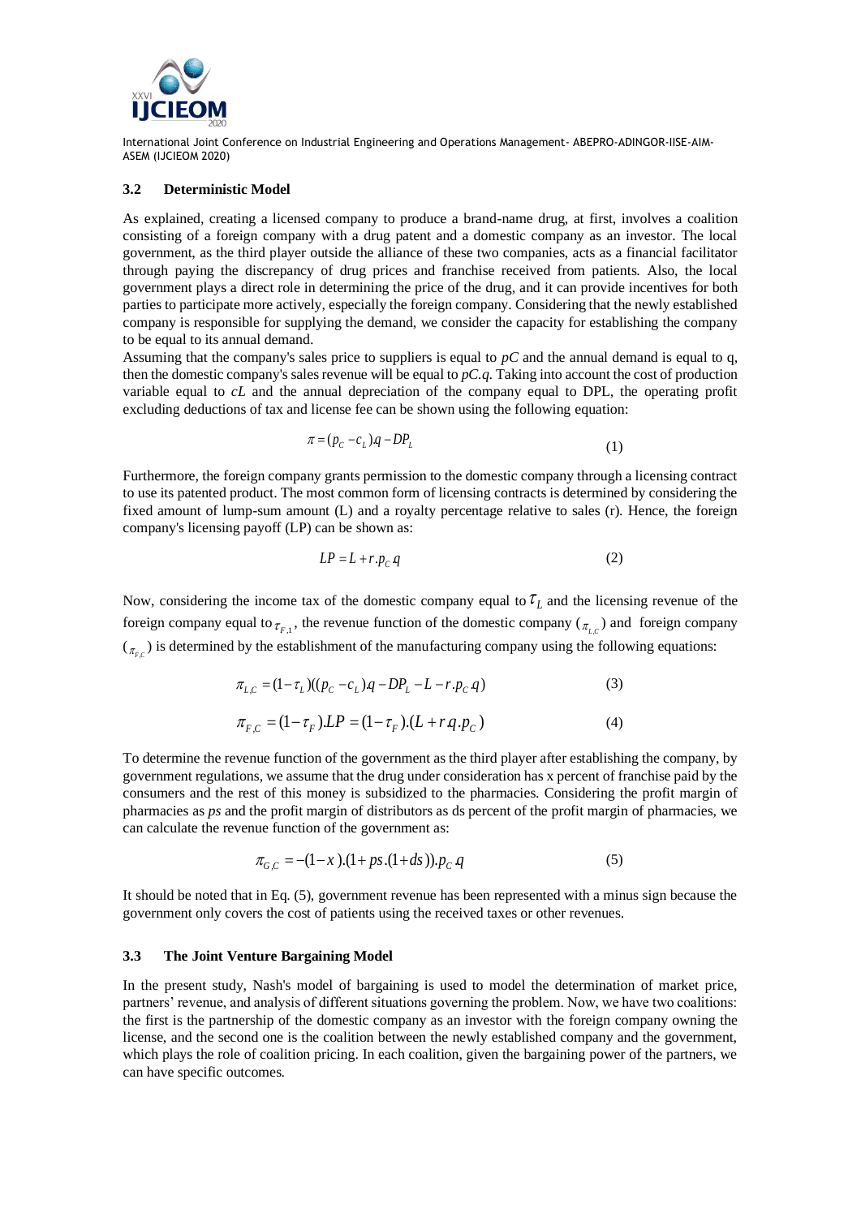### 3.2 Deterministic Model

As explained, creating a licensed company to produce a brand-name drug, at first, involves a coalition consisting of a foreign company with a drug patent and a domestic company as an investor. The local government, as the third player outside the alliance of these two companies, acts as a financial facilitator through paying the discrepancy of drug prices and franchise received from patients. Also, the local government plays a direct role in determining the price of the drug, and it can provide incentives for both parties to participate more actively, especially the foreign company. Considering that the newly established company is responsible for supplying the demand, we consider the capacity for establishing the company to be equal to its annual demand.

Assuming that the company's sales price to suppliers is equal to *pC* and the annual demand is equal to q, then the domestic company's sales revenue will be equal to *pC.q*. Taking into account the cost of production variable equal to *cL* and the annual depreciation of the company equal to DPL, the operating profit excluding deductions of tax and license fee can be shown using the following equation:

$$\pi = (p_C - c_L)q - DP_L \tag{1}$$

Furthermore, the foreign company grants permission to the domestic company through a licensing contract to use its patented product. The most common form of licensing contracts is determined by considering the fixed amount of lump-sum amount (L) and a royalty percentage relative to sales (r). Hence, the foreign company's licensing payoff (LP) can be shown as:

$$LP = L + r.p_C\,q \tag{2}$$

Now, considering the income tax of the domestic company equal to $\tau_L$ and the licensing revenue of the foreign company equal to $\tau_{F,1}$, the revenue function of the domestic company ($\pi_{L,C}$) and foreign company ($\pi_{F,C}$) is determined by the establishment of the manufacturing company using the following equations:

$$\pi_{L,C} = (1-\tau_L)((p_C - c_L).q - DP_L - L - r.p_C\,q) \tag{3}$$

$$\pi_{F,C} = (1-\tau_F).LP = (1-\tau_F).(L + r.q.p_C) \tag{4}$$

To determine the revenue function of the government as the third player after establishing the company, by government regulations, we assume that the drug under consideration has x percent of franchise paid by the consumers and the rest of this money is subsidized to the pharmacies. Considering the profit margin of pharmacies as *ps* and the profit margin of distributors as ds percent of the profit margin of pharmacies, we can calculate the revenue function of the government as:

$$\pi_{G,C} = -(1-x).(1+ps.(1+ds)).p_C\,q \tag{5}$$

It should be noted that in Eq. (5), government revenue has been represented with a minus sign because the government only covers the cost of patients using the received taxes or other revenues.

### 3.3 The Joint Venture Bargaining Model

In the present study, Nash's model of bargaining is used to model the determination of market price, partners' revenue, and analysis of different situations governing the problem. Now, we have two coalitions: the first is the partnership of the domestic company as an investor with the foreign company owning the license, and the second one is the coalition between the newly established company and the government, which plays the role of coalition pricing. In each coalition, given the bargaining power of the partners, we can have specific outcomes.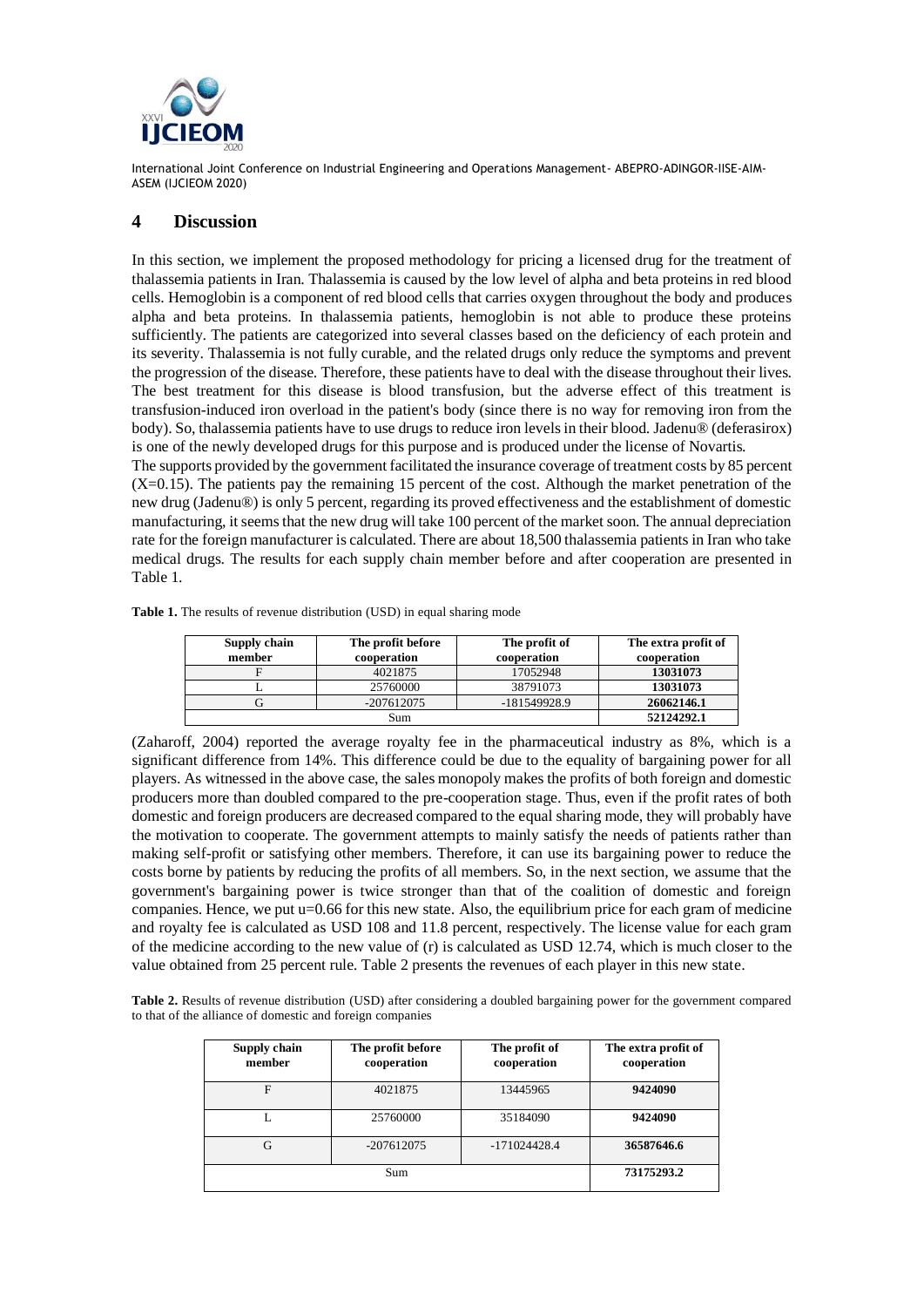## 4 Discussion

In this section, we implement the proposed methodology for pricing a licensed drug for the treatment of thalassemia patients in Iran. Thalassemia is caused by the low level of alpha and beta proteins in red blood cells. Hemoglobin is a component of red blood cells that carries oxygen throughout the body and produces alpha and beta proteins. In thalassemia patients, hemoglobin is not able to produce these proteins sufficiently. The patients are categorized into several classes based on the deficiency of each protein and its severity. Thalassemia is not fully curable, and the related drugs only reduce the symptoms and prevent the progression of the disease. Therefore, these patients have to deal with the disease throughout their lives. The best treatment for this disease is blood transfusion, but the adverse effect of this treatment is transfusion-induced iron overload in the patient's body (since there is no way for removing iron from the body). So, thalassemia patients have to use drugs to reduce iron levels in their blood. Jadenu® (deferasirox) is one of the newly developed drugs for this purpose and is produced under the license of Novartis.

The supports provided by the government facilitated the insurance coverage of treatment costs by 85 percent ($X=0.15$). The patients pay the remaining 15 percent of the cost. Although the market penetration of the new drug (Jadenu®) is only 5 percent, regarding its proved effectiveness and the establishment of domestic manufacturing, it seems that the new drug will take 100 percent of the market soon. The annual depreciation rate for the foreign manufacturer is calculated. There are about 18,500 thalassemia patients in Iran who take medical drugs. The results for each supply chain member before and after cooperation are presented in Table 1.

**Table 1.** The results of revenue distribution (USD) in equal sharing mode

| Supply chain member | The profit before cooperation | The profit of cooperation | The extra profit of cooperation |
|---|---|---|---|
| F | 4021875 | 17052948 | **13031073** |
| L | 25760000 | 38791073 | **13031073** |
| G | -207612075 | -181549928.9 | **26062146.1** |
| Sum | | | **52124292.1** |

(Zaharoff, 2004) reported the average royalty fee in the pharmaceutical industry as 8%, which is a significant difference from 14%. This difference could be due to the equality of bargaining power for all players. As witnessed in the above case, the sales monopoly makes the profits of both foreign and domestic producers more than doubled compared to the pre-cooperation stage. Thus, even if the profit rates of both domestic and foreign producers are decreased compared to the equal sharing mode, they will probably have the motivation to cooperate. The government attempts to mainly satisfy the needs of patients rather than making self-profit or satisfying other members. Therefore, it can use its bargaining power to reduce the costs borne by patients by reducing the profits of all members. So, in the next section, we assume that the government's bargaining power is twice stronger than that of the coalition of domestic and foreign companies. Hence, we put $u=0.66$ for this new state. Also, the equilibrium price for each gram of medicine and royalty fee is calculated as USD 108 and 11.8 percent, respectively. The license value for each gram of the medicine according to the new value of ($r$) is calculated as USD 12.74, which is much closer to the value obtained from 25 percent rule. Table 2 presents the revenues of each player in this new state.

**Table 2.** Results of revenue distribution (USD) after considering a doubled bargaining power for the government compared to that of the alliance of domestic and foreign companies

| Supply chain member | The profit before cooperation | The profit of cooperation | The extra profit of cooperation |
|---|---|---|---|
| F | 4021875 | 13445965 | **9424090** |
| L | 25760000 | 35184090 | **9424090** |
| G | -207612075 | -171024428.4 | **36587646.6** |
| Sum | | | **73175293.2** |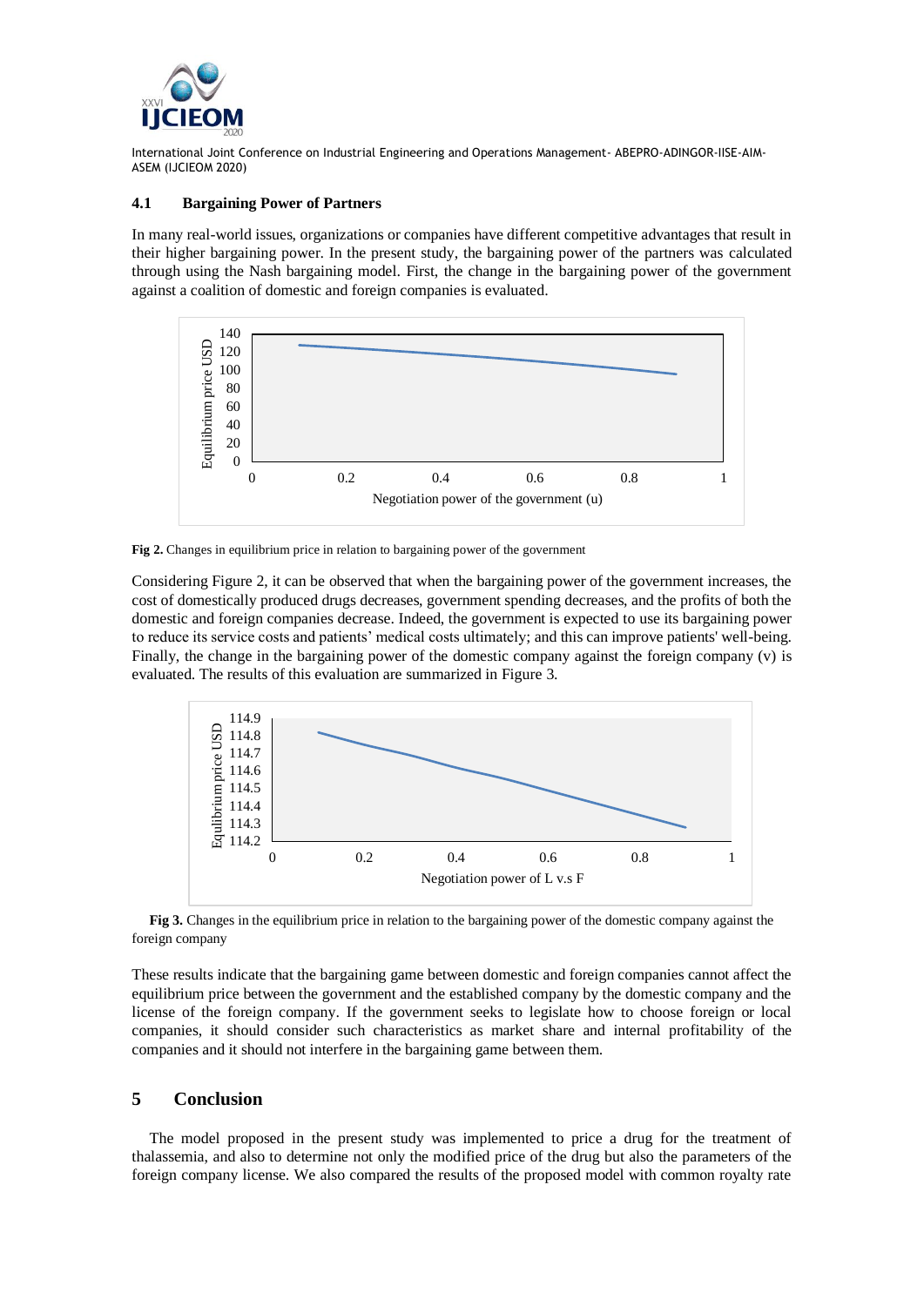### 4.1 Bargaining Power of Partners

In many real-world issues, organizations or companies have different competitive advantages that result in their higher bargaining power. In the present study, the bargaining power of the partners was calculated through using the Nash bargaining model. First, the change in the bargaining power of the government against a coalition of domestic and foreign companies is evaluated.

**Fig 2.** Changes in equilibrium price in relation to bargaining power of the government

Considering Figure 2, it can be observed that when the bargaining power of the government increases, the cost of domestically produced drugs decreases, government spending decreases, and the profits of both the domestic and foreign companies decrease. Indeed, the government is expected to use its bargaining power to reduce its service costs and patients' medical costs ultimately; and this can improve patients' well-being. Finally, the change in the bargaining power of the domestic company against the foreign company (v) is evaluated. The results of this evaluation are summarized in Figure 3.

**Fig 3.** Changes in the equilibrium price in relation to the bargaining power of the domestic company against the foreign company

These results indicate that the bargaining game between domestic and foreign companies cannot affect the equilibrium price between the government and the established company by the domestic company and the license of the foreign company. If the government seeks to legislate how to choose foreign or local companies, it should consider such characteristics as market share and internal profitability of the companies and it should not interfere in the bargaining game between them.

## 5 Conclusion

The model proposed in the present study was implemented to price a drug for the treatment of thalassemia, and also to determine not only the modified price of the drug but also the parameters of the foreign company license. We also compared the results of the proposed model with common royalty rate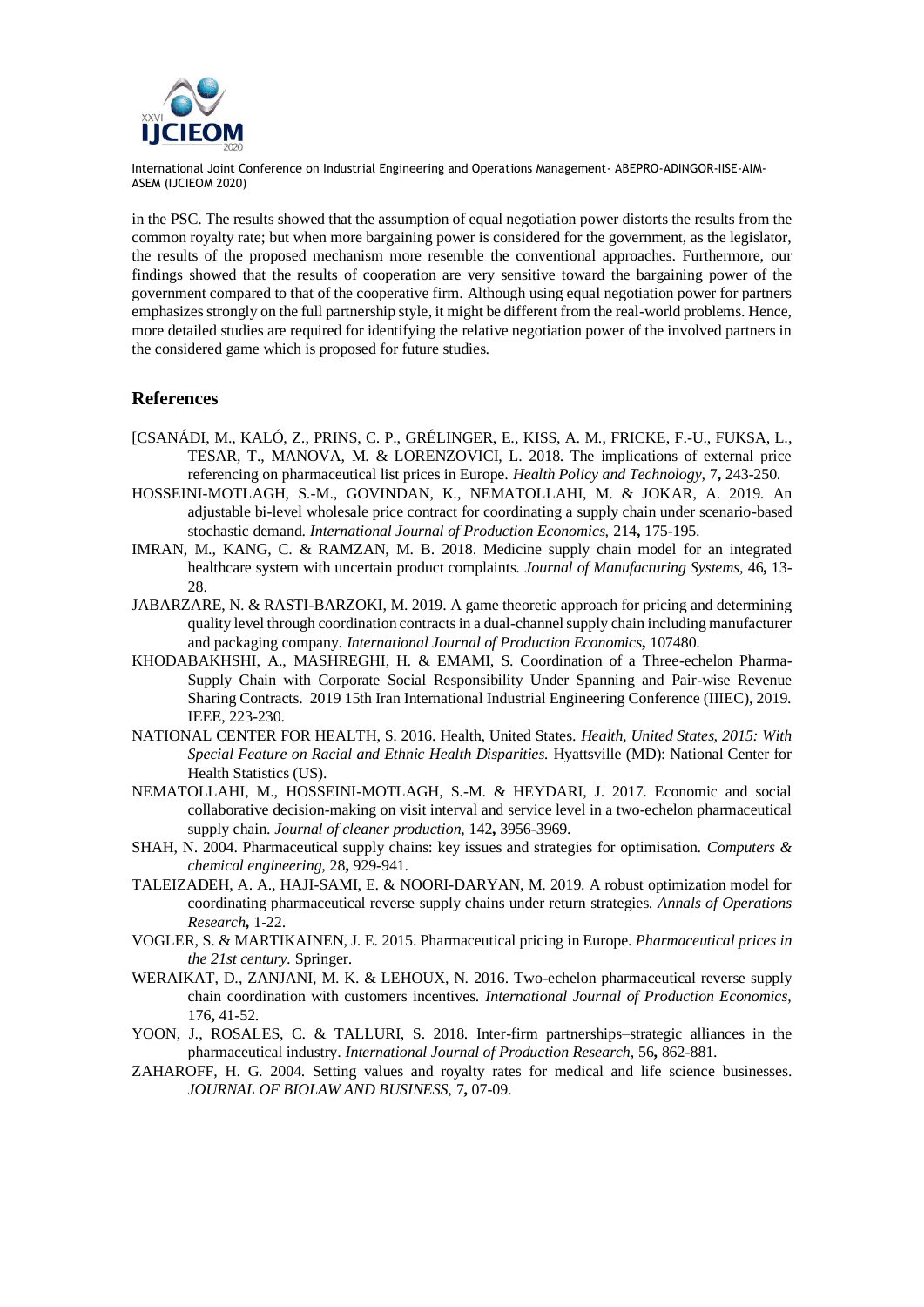in the PSC. The results showed that the assumption of equal negotiation power distorts the results from the common royalty rate; but when more bargaining power is considered for the government, as the legislator, the results of the proposed mechanism more resemble the conventional approaches. Furthermore, our findings showed that the results of cooperation are very sensitive toward the bargaining power of the government compared to that of the cooperative firm. Although using equal negotiation power for partners emphasizes strongly on the full partnership style, it might be different from the real-world problems. Hence, more detailed studies are required for identifying the relative negotiation power of the involved partners in the considered game which is proposed for future studies.

## References

[CSANÁDI, M., KALÓ, Z., PRINS, C. P., GRÉLINGER, E., KISS, A. M., FRICKE, F.-U., FUKSA, L., TESAR, T., MANOVA, M. & LORENZOVICI, L. 2018. The implications of external price referencing on pharmaceutical list prices in Europe. *Health Policy and Technology,* 7**,** 243-250.

HOSSEINI-MOTLAGH, S.-M., GOVINDAN, K., NEMATOLLAHI, M. & JOKAR, A. 2019. An adjustable bi-level wholesale price contract for coordinating a supply chain under scenario-based stochastic demand. *International Journal of Production Economics,* 214**,** 175-195.

IMRAN, M., KANG, C. & RAMZAN, M. B. 2018. Medicine supply chain model for an integrated healthcare system with uncertain product complaints. *Journal of Manufacturing Systems,* 46**,** 13-28.

JABARZARE, N. & RASTI-BARZOKI, M. 2019. A game theoretic approach for pricing and determining quality level through coordination contracts in a dual-channel supply chain including manufacturer and packaging company. *International Journal of Production Economics***,** 107480.

KHODABAKHSHI, A., MASHREGHI, H. & EMAMI, S. Coordination of a Three-echelon Pharma-Supply Chain with Corporate Social Responsibility Under Spanning and Pair-wise Revenue Sharing Contracts. 2019 15th Iran International Industrial Engineering Conference (IIIEC), 2019. IEEE, 223-230.

NATIONAL CENTER FOR HEALTH, S. 2016. Health, United States. *Health, United States, 2015: With Special Feature on Racial and Ethnic Health Disparities.* Hyattsville (MD): National Center for Health Statistics (US).

NEMATOLLAHI, M., HOSSEINI-MOTLAGH, S.-M. & HEYDARI, J. 2017. Economic and social collaborative decision-making on visit interval and service level in a two-echelon pharmaceutical supply chain. *Journal of cleaner production,* 142**,** 3956-3969.

SHAH, N. 2004. Pharmaceutical supply chains: key issues and strategies for optimisation. *Computers & chemical engineering,* 28**,** 929-941.

TALEIZADEH, A. A., HAJI-SAMI, E. & NOORI-DARYAN, M. 2019. A robust optimization model for coordinating pharmaceutical reverse supply chains under return strategies. *Annals of Operations Research***,** 1-22.

VOGLER, S. & MARTIKAINEN, J. E. 2015. Pharmaceutical pricing in Europe. *Pharmaceutical prices in the 21st century.* Springer.

WERAIKAT, D., ZANJANI, M. K. & LEHOUX, N. 2016. Two-echelon pharmaceutical reverse supply chain coordination with customers incentives. *International Journal of Production Economics,* 176**,** 41-52.

YOON, J., ROSALES, C. & TALLURI, S. 2018. Inter-firm partnerships–strategic alliances in the pharmaceutical industry. *International Journal of Production Research,* 56**,** 862-881.

ZAHAROFF, H. G. 2004. Setting values and royalty rates for medical and life science businesses. *JOURNAL OF BIOLAW AND BUSINESS,* 7**,** 07-09.